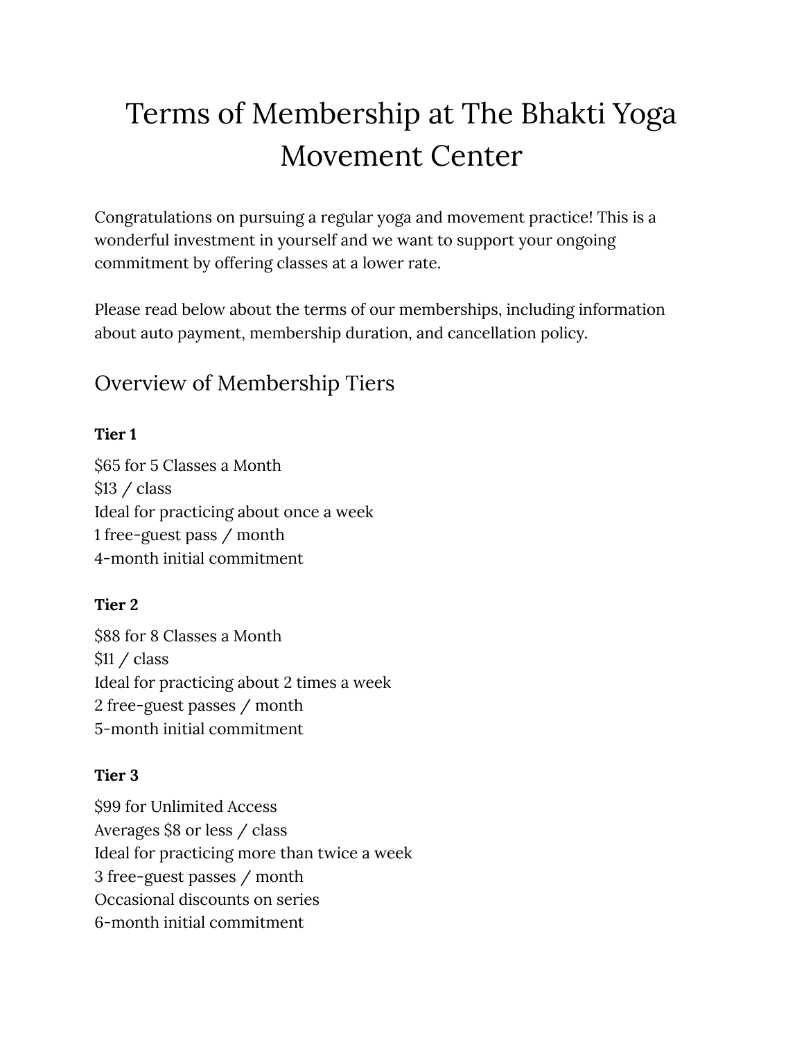# Terms of Membership at The Bhakti Yoga Movement Center

Congratulations on pursuing a regular yoga and movement practice! This is a wonderful investment in yourself and we want to support your ongoing commitment by offering classes at a lower rate.

Please read below about the terms of our memberships, including information about auto payment, membership duration, and cancellation policy.

## Overview of Membership Tiers

**Tier 1**

$65 for 5 Classes a Month
$13 / class
Ideal for practicing about once a week
1 free-guest pass / month
4-month initial commitment

**Tier 2**

$88 for 8 Classes a Month
$11 / class
Ideal for practicing about 2 times a week
2 free-guest passes / month
5-month initial commitment

**Tier 3**

$99 for Unlimited Access
Averages $8 or less / class
Ideal for practicing more than twice a week
3 free-guest passes / month
Occasional discounts on series
6-month initial commitment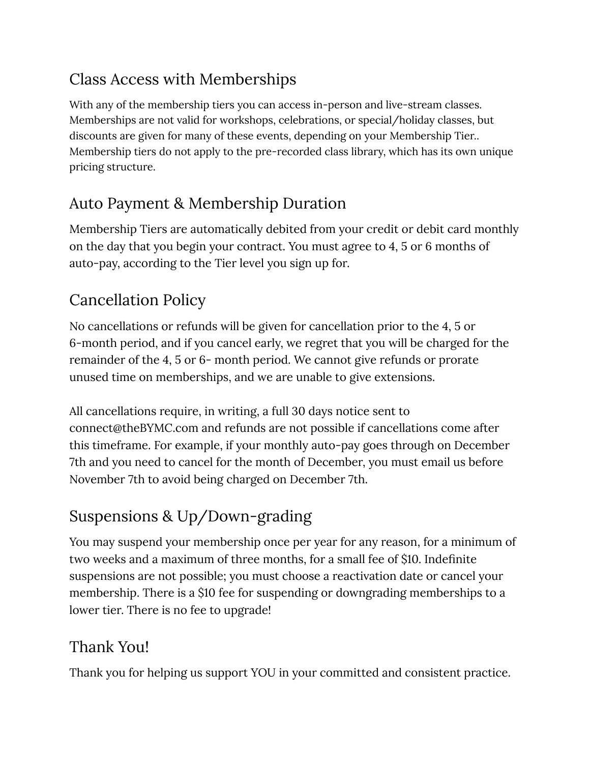## Class Access with Memberships

With any of the membership tiers you can access in-person and live-stream classes. Memberships are not valid for workshops, celebrations, or special/holiday classes, but discounts are given for many of these events, depending on your Membership Tier.. Membership tiers do not apply to the pre-recorded class library, which has its own unique pricing structure.

## Auto Payment & Membership Duration

Membership Tiers are automatically debited from your credit or debit card monthly on the day that you begin your contract. You must agree to 4, 5 or 6 months of auto-pay, according to the Tier level you sign up for.

## Cancellation Policy

No cancellations or refunds will be given for cancellation prior to the 4, 5 or 6-month period, and if you cancel early, we regret that you will be charged for the remainder of the 4, 5 or 6- month period. We cannot give refunds or prorate unused time on memberships, and we are unable to give extensions.

All cancellations require, in writing, a full 30 days notice sent to connect@theBYMC.com and refunds are not possible if cancellations come after this timeframe. For example, if your monthly auto-pay goes through on December 7th and you need to cancel for the month of December, you must email us before November 7th to avoid being charged on December 7th.

## Suspensions & Up/Down-grading

You may suspend your membership once per year for any reason, for a minimum of two weeks and a maximum of three months, for a small fee of $10. Indefinite suspensions are not possible; you must choose a reactivation date or cancel your membership. There is a $10 fee for suspending or downgrading memberships to a lower tier. There is no fee to upgrade!

## Thank You!

Thank you for helping us support YOU in your committed and consistent practice.